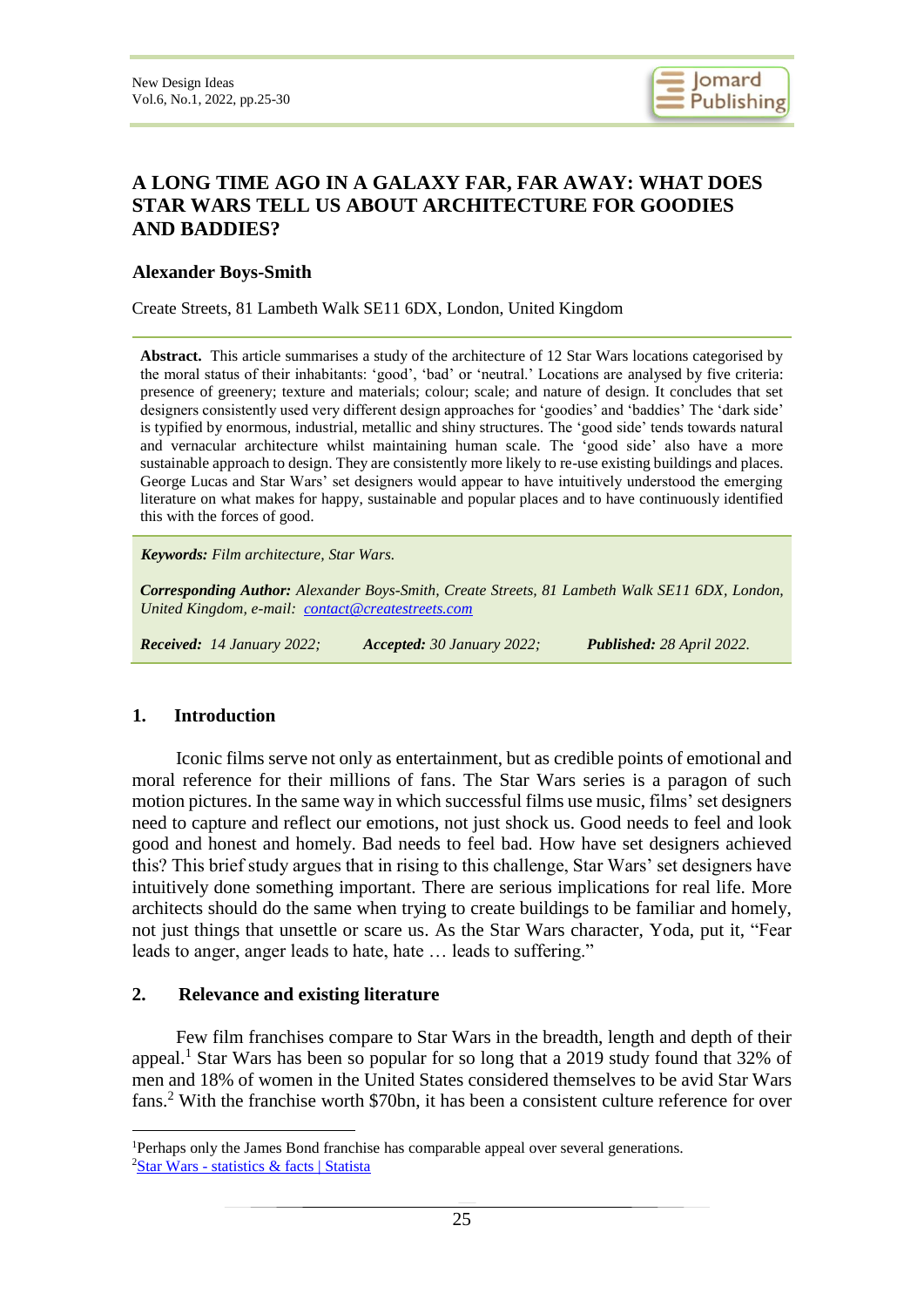# A LONG TIME AGO IN A GALAXY FAR, FAR AWAY: WHAT DOES STAR WARS TELL US ABOUT ARCHITECTURE FOR GOODIES AND BADDIES?

**Alexander Boys-Smith**

Create Streets, 81 Lambeth Walk SE11 6DX, London, United Kingdom

**Abstract.** This article summarises a study of the architecture of 12 Star Wars locations categorised by the moral status of their inhabitants: 'good', 'bad' or 'neutral.' Locations are analysed by five criteria: presence of greenery; texture and materials; colour; scale; and nature of design. It concludes that set designers consistently used very different design approaches for 'goodies' and 'baddies' The 'dark side' is typified by enormous, industrial, metallic and shiny structures. The 'good side' tends towards natural and vernacular architecture whilst maintaining human scale. The 'good side' also have a more sustainable approach to design. They are consistently more likely to re-use existing buildings and places. George Lucas and Star Wars' set designers would appear to have intuitively understood the emerging literature on what makes for happy, sustainable and popular places and to have continuously identified this with the forces of good.

***Keywords:*** *Film architecture, Star Wars.*

***Corresponding Author:*** *Alexander Boys-Smith, Create Streets, 81 Lambeth Walk SE11 6DX, London, United Kingdom, e-mail: contact@createstreets.com*

***Received:*** *14 January 2022;* ***Accepted:*** *30 January 2022;* ***Published:*** *28 April 2022.*

## 1. Introduction

Iconic films serve not only as entertainment, but as credible points of emotional and moral reference for their millions of fans. The Star Wars series is a paragon of such motion pictures. In the same way in which successful films use music, films' set designers need to capture and reflect our emotions, not just shock us. Good needs to feel and look good and honest and homely. Bad needs to feel bad. How have set designers achieved this? This brief study argues that in rising to this challenge, Star Wars' set designers have intuitively done something important. There are serious implications for real life. More architects should do the same when trying to create buildings to be familiar and homely, not just things that unsettle or scare us. As the Star Wars character, Yoda, put it, "Fear leads to anger, anger leads to hate, hate … leads to suffering."

## 2. Relevance and existing literature

Few film franchises compare to Star Wars in the breadth, length and depth of their appeal.[1] Star Wars has been so popular for so long that a 2019 study found that 32% of men and 18% of women in the United States considered themselves to be avid Star Wars fans.[2] With the franchise worth $70bn, it has been a consistent culture reference for over

[1] Perhaps only the James Bond franchise has comparable appeal over several generations.

[2] Star Wars - statistics & facts | Statista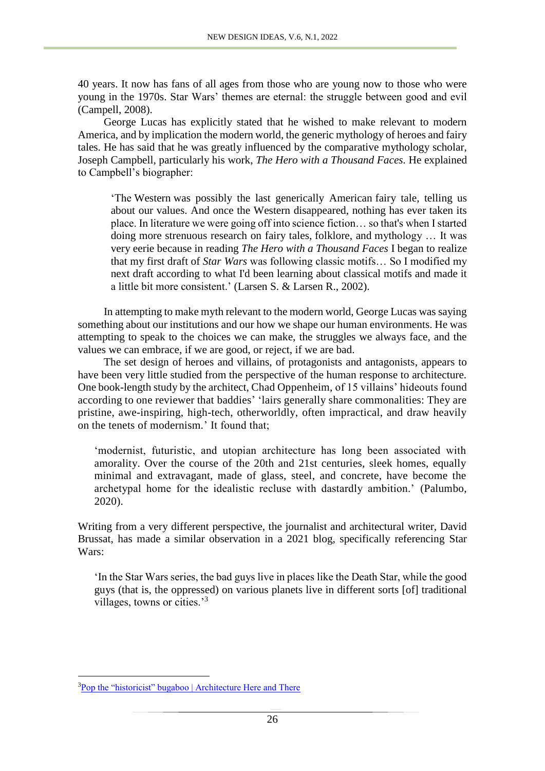40 years. It now has fans of all ages from those who are young now to those who were young in the 1970s. Star Wars' themes are eternal: the struggle between good and evil (Campell, 2008).

George Lucas has explicitly stated that he wished to make relevant to modern America, and by implication the modern world, the generic mythology of heroes and fairy tales. He has said that he was greatly influenced by the comparative mythology scholar, Joseph Campbell, particularly his work, *The Hero with a Thousand Faces.* He explained to Campbell's biographer:

> 'The Western was possibly the last generically American fairy tale, telling us about our values. And once the Western disappeared, nothing has ever taken its place. In literature we were going off into science fiction… so that's when I started doing more strenuous research on fairy tales, folklore, and mythology … It was very eerie because in reading *The Hero with a Thousand Faces* I began to realize that my first draft of *Star Wars* was following classic motifs… So I modified my next draft according to what I'd been learning about classical motifs and made it a little bit more consistent.' (Larsen S. & Larsen R., 2002).

In attempting to make myth relevant to the modern world, George Lucas was saying something about our institutions and our how we shape our human environments. He was attempting to speak to the choices we can make, the struggles we always face, and the values we can embrace, if we are good, or reject, if we are bad.

The set design of heroes and villains, of protagonists and antagonists, appears to have been very little studied from the perspective of the human response to architecture. One book-length study by the architect, Chad Oppenheim, of 15 villains' hideouts found according to one reviewer that baddies' 'lairs generally share commonalities: They are pristine, awe-inspiring, high-tech, otherworldly, often impractical, and draw heavily on the tenets of modernism.' It found that;

> 'modernist, futuristic, and utopian architecture has long been associated with amorality. Over the course of the 20th and 21st centuries, sleek homes, equally minimal and extravagant, made of glass, steel, and concrete, have become the archetypal home for the idealistic recluse with dastardly ambition.' (Palumbo, 2020).

Writing from a very different perspective, the journalist and architectural writer, David Brussat, has made a similar observation in a 2021 blog, specifically referencing Star Wars:

> 'In the Star Wars series, the bad guys live in places like the Death Star, while the good guys (that is, the oppressed) on various planets live in different sorts [of] traditional villages, towns or cities.'[3]

---

[3] Pop the "historicist" bugaboo | Architecture Here and There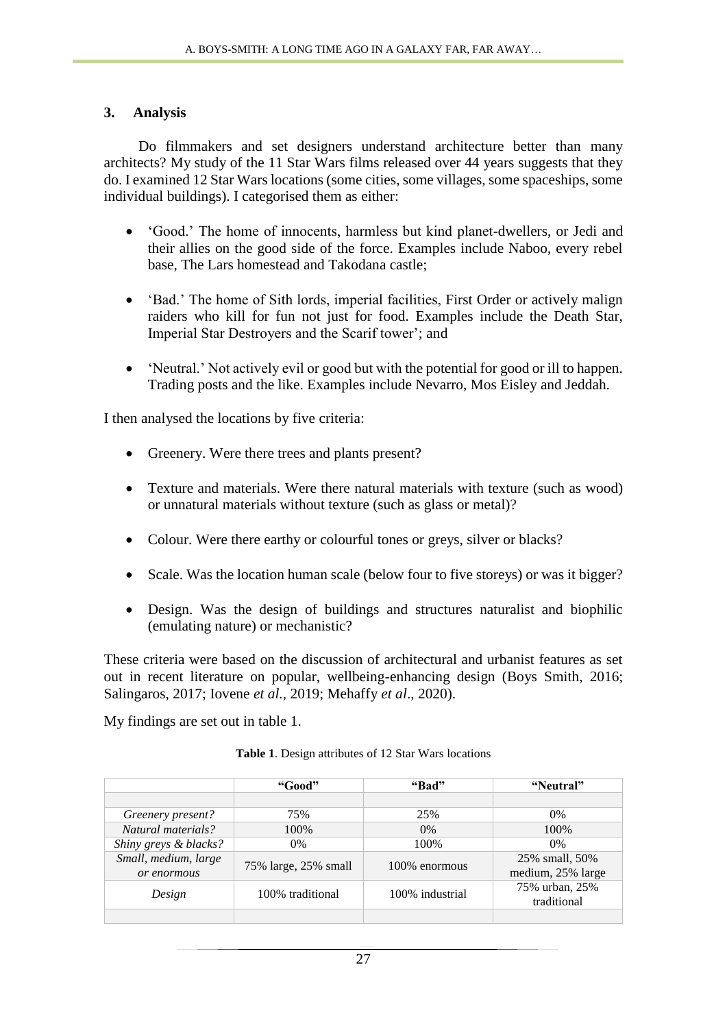## 3. Analysis

Do filmmakers and set designers understand architecture better than many architects? My study of the 11 Star Wars films released over 44 years suggests that they do. I examined 12 Star Wars locations (some cities, some villages, some spaceships, some individual buildings). I categorised them as either:

- 'Good.' The home of innocents, harmless but kind planet-dwellers, or Jedi and their allies on the good side of the force. Examples include Naboo, every rebel base, The Lars homestead and Takodana castle;
- 'Bad.' The home of Sith lords, imperial facilities, First Order or actively malign raiders who kill for fun not just for food. Examples include the Death Star, Imperial Star Destroyers and the Scarif tower'; and
- 'Neutral.' Not actively evil or good but with the potential for good or ill to happen. Trading posts and the like. Examples include Nevarro, Mos Eisley and Jeddah.

I then analysed the locations by five criteria:

- Greenery. Were there trees and plants present?
- Texture and materials. Were there natural materials with texture (such as wood) or unnatural materials without texture (such as glass or metal)?
- Colour. Were there earthy or colourful tones or greys, silver or blacks?
- Scale. Was the location human scale (below four to five storeys) or was it bigger?
- Design. Was the design of buildings and structures naturalist and biophilic (emulating nature) or mechanistic?

These criteria were based on the discussion of architectural and urbanist features as set out in recent literature on popular, wellbeing-enhancing design (Boys Smith, 2016; Salingaros, 2017; Iovene *et al.*, 2019; Mehaffy *et al*., 2020).

My findings are set out in table 1.

**Table 1**. Design attributes of 12 Star Wars locations

| | "Good" | "Bad" | "Neutral" |
|---|---|---|---|
| | | | |
| *Greenery present?* | 75% | 25% | 0% |
| *Natural materials?* | 100% | 0% | 100% |
| *Shiny greys & blacks?* | 0% | 100% | 0% |
| *Small, medium, large or enormous* | 75% large, 25% small | 100% enormous | 25% small, 50% medium, 25% large |
| *Design* | 100% traditional | 100% industrial | 75% urban, 25% traditional |
| | | | |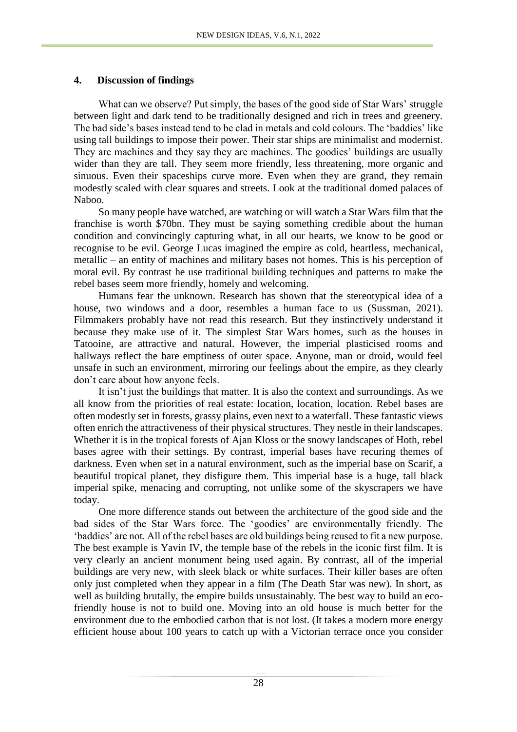## 4. Discussion of findings

What can we observe? Put simply, the bases of the good side of Star Wars' struggle between light and dark tend to be traditionally designed and rich in trees and greenery. The bad side's bases instead tend to be clad in metals and cold colours. The 'baddies' like using tall buildings to impose their power. Their star ships are minimalist and modernist. They are machines and they say they are machines. The goodies' buildings are usually wider than they are tall. They seem more friendly, less threatening, more organic and sinuous. Even their spaceships curve more. Even when they are grand, they remain modestly scaled with clear squares and streets. Look at the traditional domed palaces of Naboo.

So many people have watched, are watching or will watch a Star Wars film that the franchise is worth $70bn. They must be saying something credible about the human condition and convincingly capturing what, in all our hearts, we know to be good or recognise to be evil. George Lucas imagined the empire as cold, heartless, mechanical, metallic – an entity of machines and military bases not homes. This is his perception of moral evil. By contrast he use traditional building techniques and patterns to make the rebel bases seem more friendly, homely and welcoming.

Humans fear the unknown. Research has shown that the stereotypical idea of a house, two windows and a door, resembles a human face to us (Sussman, 2021). Filmmakers probably have not read this research. But they instinctively understand it because they make use of it. The simplest Star Wars homes, such as the houses in Tatooine, are attractive and natural. However, the imperial plasticised rooms and hallways reflect the bare emptiness of outer space. Anyone, man or droid, would feel unsafe in such an environment, mirroring our feelings about the empire, as they clearly don't care about how anyone feels.

It isn't just the buildings that matter. It is also the context and surroundings. As we all know from the priorities of real estate: location, location, location. Rebel bases are often modestly set in forests, grassy plains, even next to a waterfall. These fantastic views often enrich the attractiveness of their physical structures. They nestle in their landscapes. Whether it is in the tropical forests of Ajan Kloss or the snowy landscapes of Hoth, rebel bases agree with their settings. By contrast, imperial bases have recuring themes of darkness. Even when set in a natural environment, such as the imperial base on Scarif, a beautiful tropical planet, they disfigure them. This imperial base is a huge, tall black imperial spike, menacing and corrupting, not unlike some of the skyscrapers we have today.

One more difference stands out between the architecture of the good side and the bad sides of the Star Wars force. The 'goodies' are environmentally friendly. The 'baddies' are not. All of the rebel bases are old buildings being reused to fit a new purpose. The best example is Yavin IV, the temple base of the rebels in the iconic first film. It is very clearly an ancient monument being used again. By contrast, all of the imperial buildings are very new, with sleek black or white surfaces. Their killer bases are often only just completed when they appear in a film (The Death Star was new). In short, as well as building brutally, the empire builds unsustainably. The best way to build an eco-friendly house is not to build one. Moving into an old house is much better for the environment due to the embodied carbon that is not lost. (It takes a modern more energy efficient house about 100 years to catch up with a Victorian terrace once you consider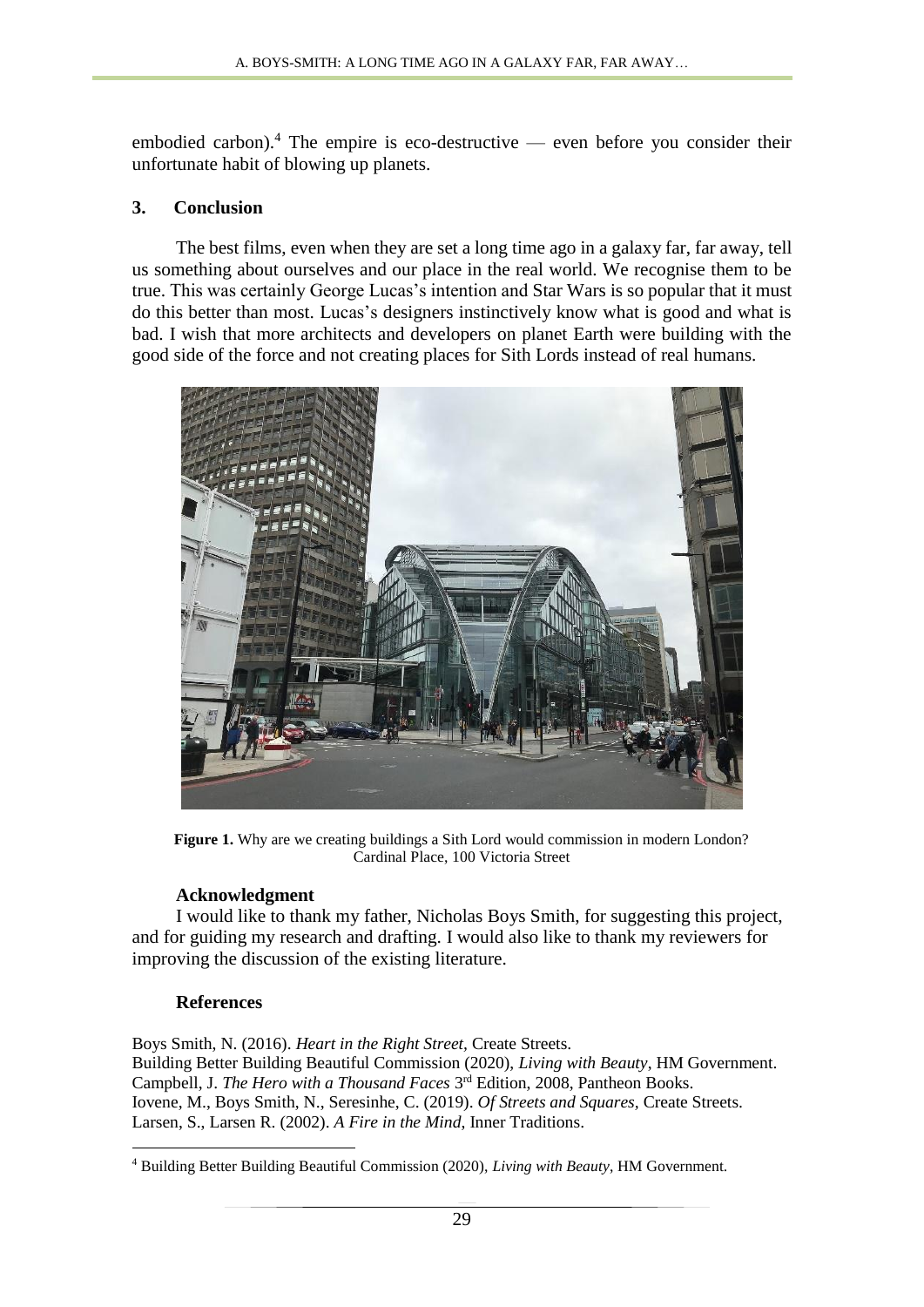embodied carbon).[4] The empire is eco-destructive — even before you consider their unfortunate habit of blowing up planets.

## 3. Conclusion

The best films, even when they are set a long time ago in a galaxy far, far away, tell us something about ourselves and our place in the real world. We recognise them to be true. This was certainly George Lucas's intention and Star Wars is so popular that it must do this better than most. Lucas's designers instinctively know what is good and what is bad. I wish that more architects and developers on planet Earth were building with the good side of the force and not creating places for Sith Lords instead of real humans.

**Figure 1.** Why are we creating buildings a Sith Lord would commission in modern London? Cardinal Place, 100 Victoria Street

### Acknowledgment

I would like to thank my father, Nicholas Boys Smith, for suggesting this project, and for guiding my research and drafting. I would also like to thank my reviewers for improving the discussion of the existing literature.

### References

Boys Smith, N. (2016). *Heart in the Right Street*, Create Streets.
Building Better Building Beautiful Commission (2020), *Living with Beauty*, HM Government.
Campbell, J. *The Hero with a Thousand Faces* 3rd Edition, 2008, Pantheon Books.
Iovene, M., Boys Smith, N., Seresinhe, C. (2019). *Of Streets and Squares*, Create Streets.
Larsen, S., Larsen R. (2002). *A Fire in the Mind*, Inner Traditions.

[4] Building Better Building Beautiful Commission (2020), *Living with Beauty*, HM Government.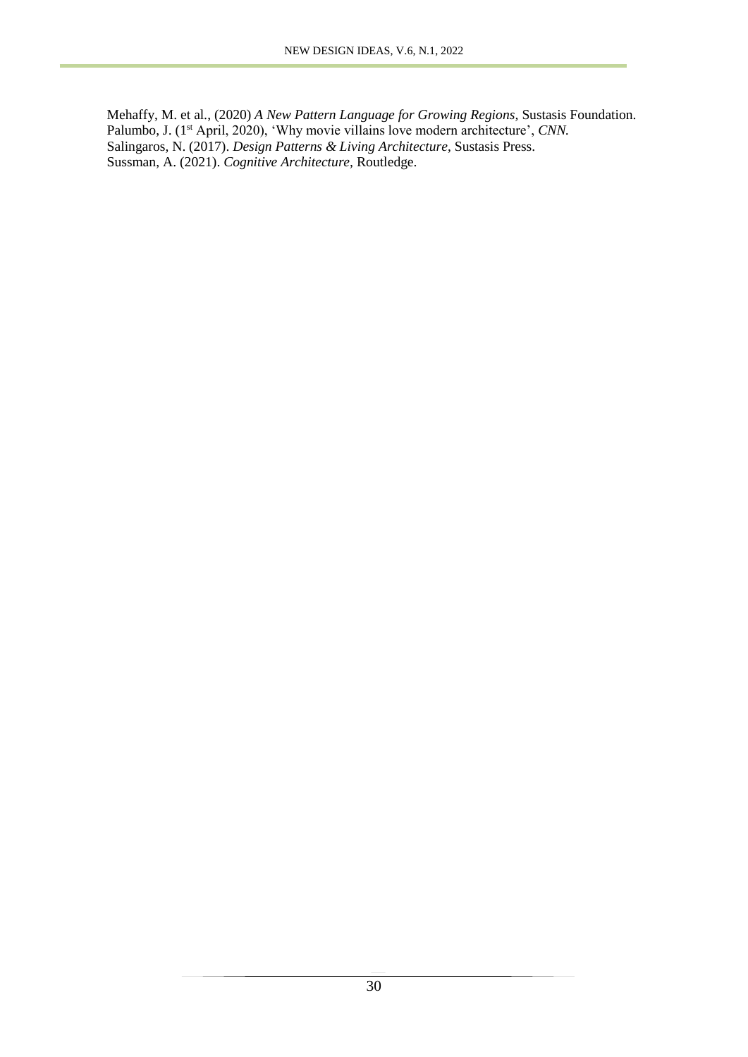Mehaffy, M. et al., (2020) *A New Pattern Language for Growing Regions,* Sustasis Foundation.
Palumbo, J. (1st April, 2020), 'Why movie villains love modern architecture', *CNN.*
Salingaros, N. (2017). *Design Patterns & Living Architecture*, Sustasis Press.
Sussman, A. (2021). *Cognitive Architecture,* Routledge.